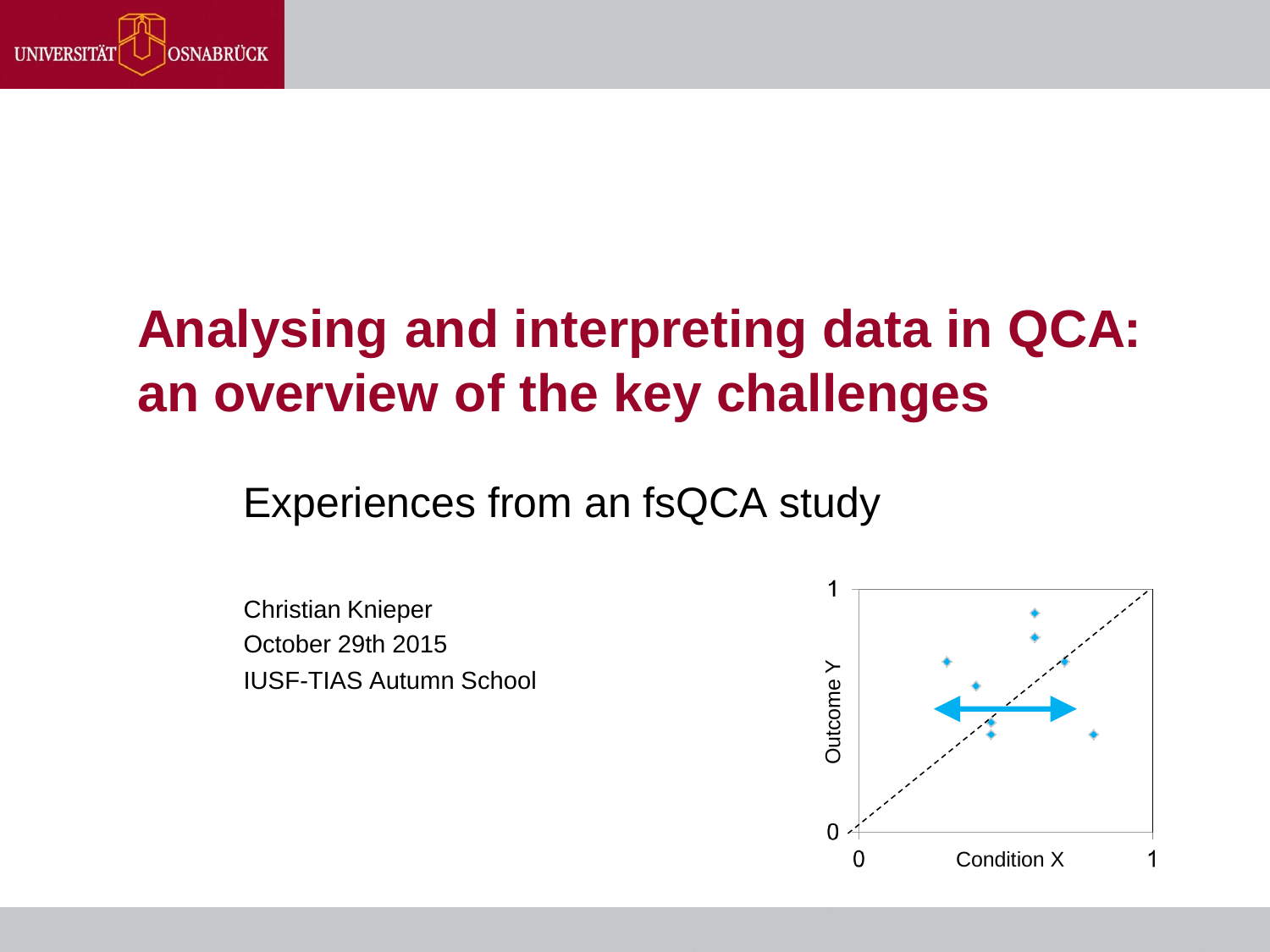# Analysing and interpreting data in QCA: an overview of the key challenges

## Experiences from an fsQCA study

Christian Knieper
October 29th 2015
IUSF-TIAS Autumn School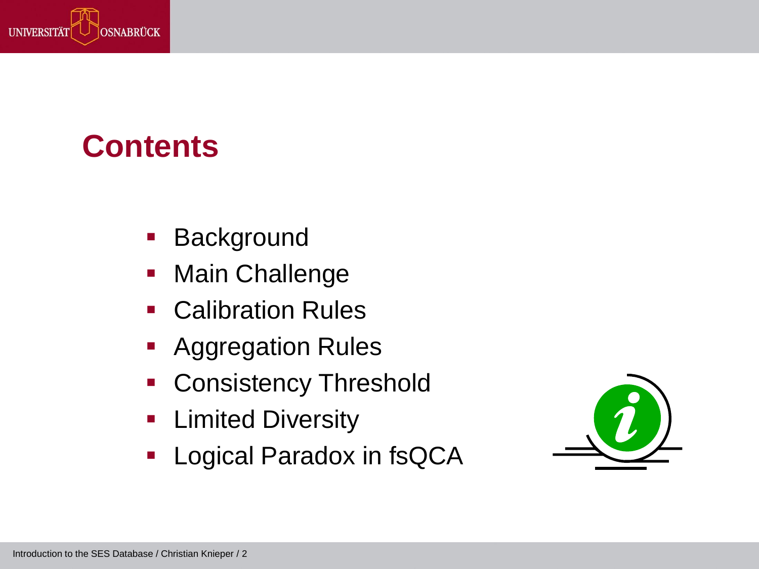# Contents

- Background
- Main Challenge
- Calibration Rules
- Aggregation Rules
- Consistency Threshold
- Limited Diversity
- Logical Paradox in fsQCA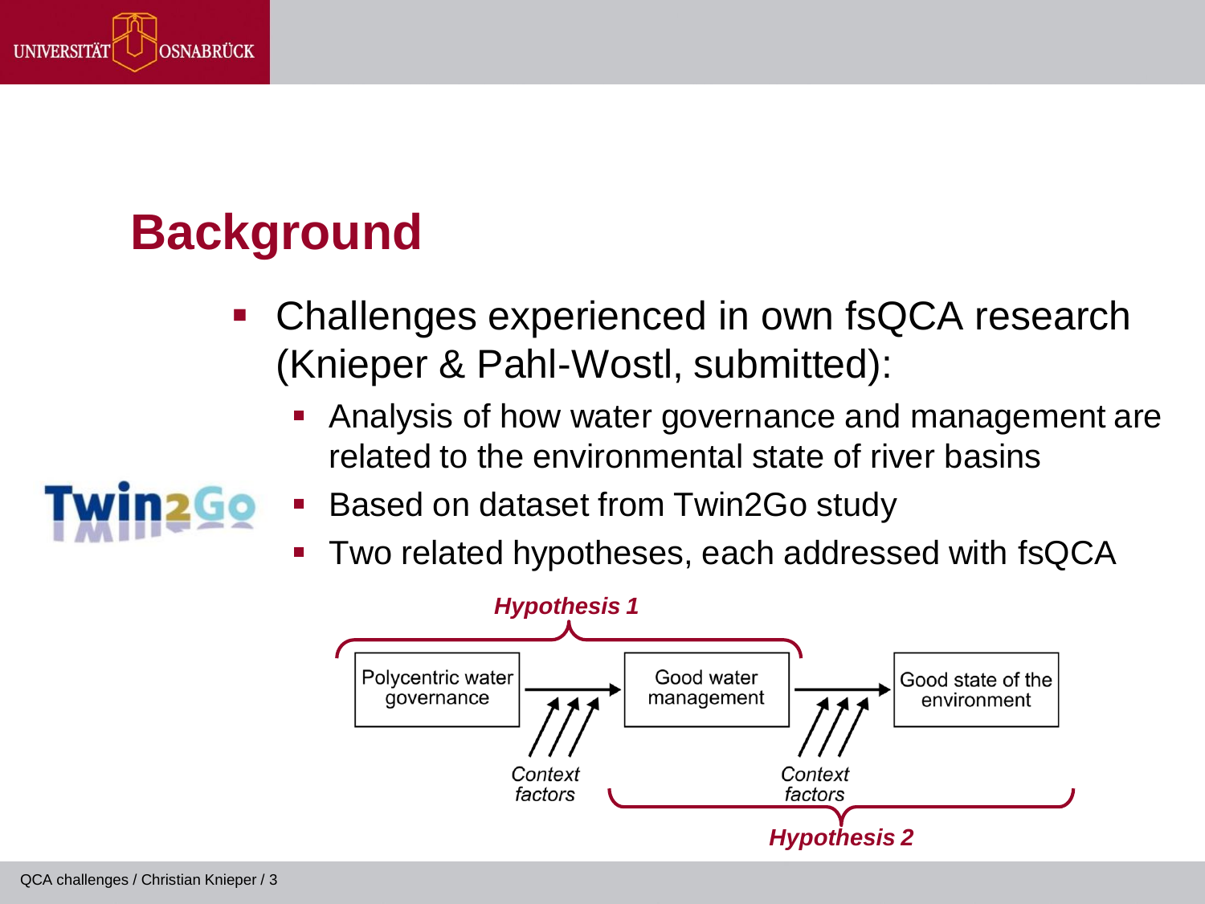# Background

- Challenges experienced in own fsQCA research (Knieper & Pahl-Wostl, submitted):
  - Analysis of how water governance and management are related to the environmental state of river basins
  - Based on dataset from Twin2Go study
  - Two related hypotheses, each addressed with fsQCA

*Hypothesis 1*

Polycentric water governance → Good water management → Good state of the environment

*Context factors* *Context factors*

*Hypothesis 2*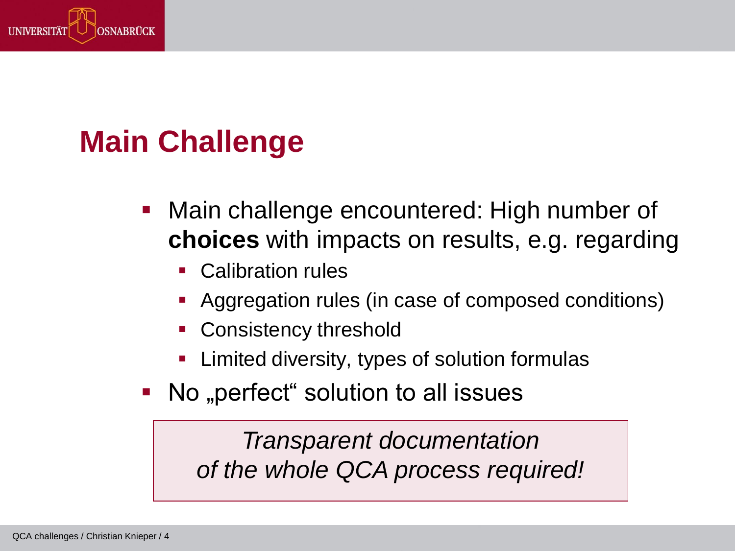# Main Challenge

- Main challenge encountered: High number of **choices** with impacts on results, e.g. regarding
  - Calibration rules
  - Aggregation rules (in case of composed conditions)
  - Consistency threshold
  - Limited diversity, types of solution formulas
- No „perfect“ solution to all issues

*Transparent documentation of the whole QCA process required!*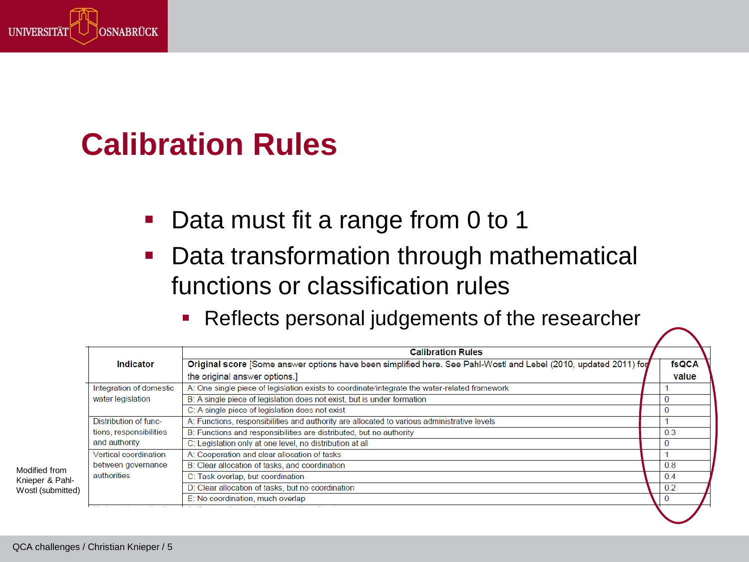# Calibration Rules

- Data must fit a range from 0 to 1
- Data transformation through mathematical functions or classification rules
  - Reflects personal judgements of the researcher

| Indicator | Calibration Rules | |
|---|---|---|
| | **Original score** [Some answer options have been simplified here. See Pahl-Wostl and Lebel (2010, updated 2011) for the original answer options.] | **fsQCA value** |
| Integration of domestic water legislation | A: One single piece of legislation exists to coordinate/integrate the water-related framework | 1 |
| | B: A single piece of legislation does not exist, but is under formation | 0 |
| | C: A single piece of legislation does not exist | 0 |
| Distribution of functions, responsibilities and authority | A: Functions, responsibilities and authority are allocated to various administrative levels | 1 |
| | B: Functions and responsibilities are distributed, but no authority | 0.3 |
| | C: Legislation only at one level, no distribution at all | 0 |
| Vertical coordination between governance authorities | A: Cooperation and clear allocation of tasks | 1 |
| | B: Clear allocation of tasks, and coordination | 0.8 |
| | C: Task overlap, but coordination | 0.4 |
| | D: Clear allocation of tasks, but no coordination | 0.2 |
| | E: No coordination, much overlap | 0 |

Modified from Knieper & Pahl-Wostl (submitted)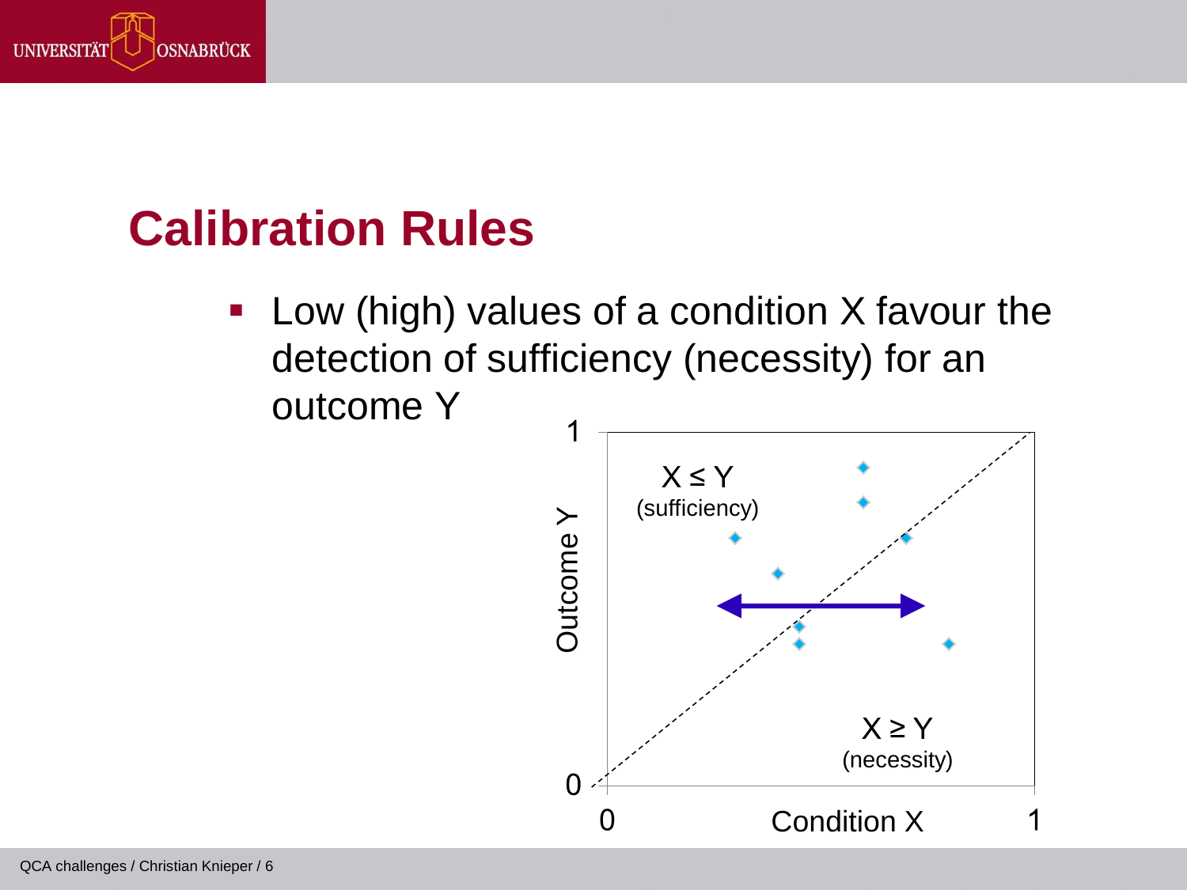## Calibration Rules

- Low (high) values of a condition X favour the detection of sufficiency (necessity) for an outcome Y

$X \leq Y$ (sufficiency)

$X \geq Y$ (necessity)

Outcome Y

Condition X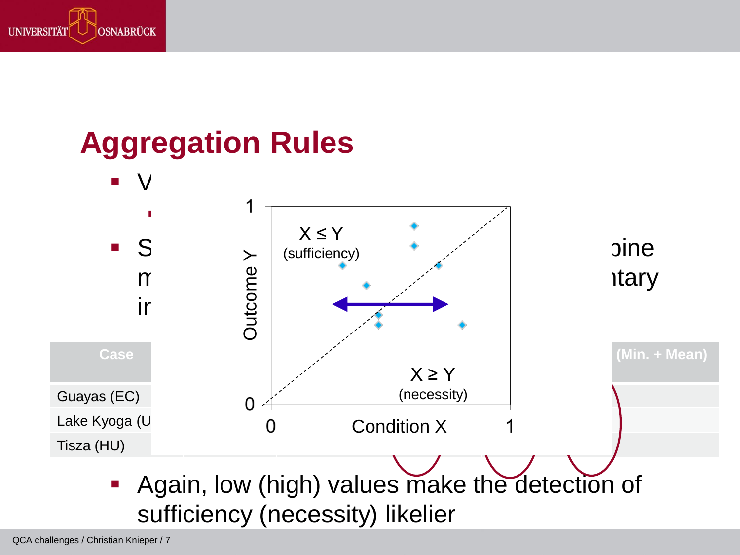## Aggregation Rules

- V
- S … oine m … tary ir

1 — Outcome Y — 0

X ≤ Y (sufficiency)

X ≥ Y (necessity)

0 — Condition X — 1

| Case | … | (Min. + Mean) |
|---|---|---|
| Guayas (EC) | | |
| Lake Kyoga (U | | |
| Tisza (HU) | | |

- Again, low (high) values make the detection of sufficiency (necessity) likelier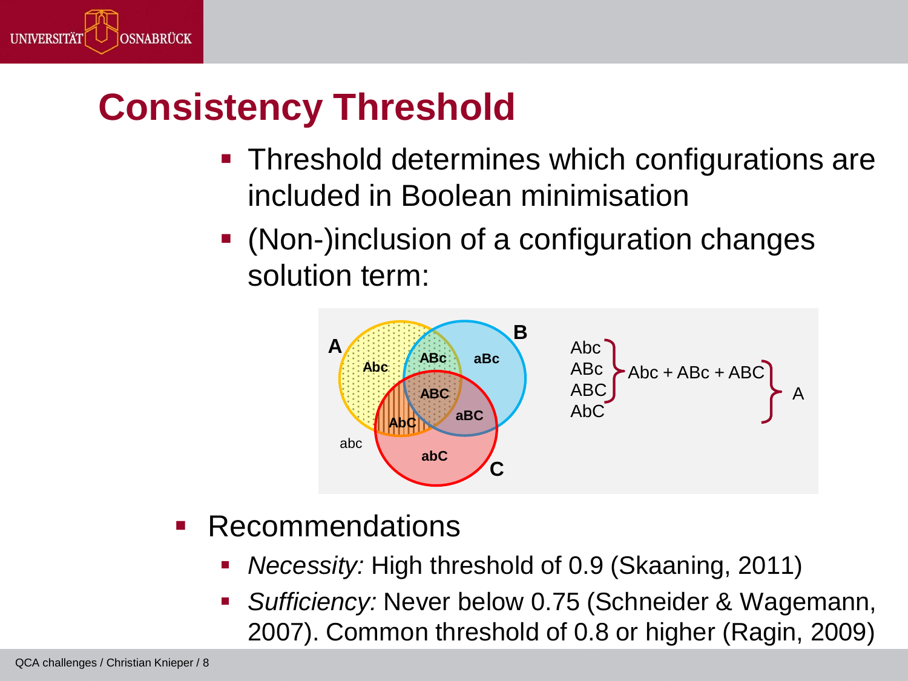# Consistency Threshold

- Threshold determines which configurations are included in Boolean minimisation
- (Non-)inclusion of a configuration changes solution term:

Abc, ABc, ABC → Abc + ABc + ABC

Abc, ABc, ABC, AbC → A

- Recommendations
  - *Necessity:* High threshold of 0.9 (Skaaning, 2011)
  - *Sufficiency:* Never below 0.75 (Schneider & Wagemann, 2007). Common threshold of 0.8 or higher (Ragin, 2009)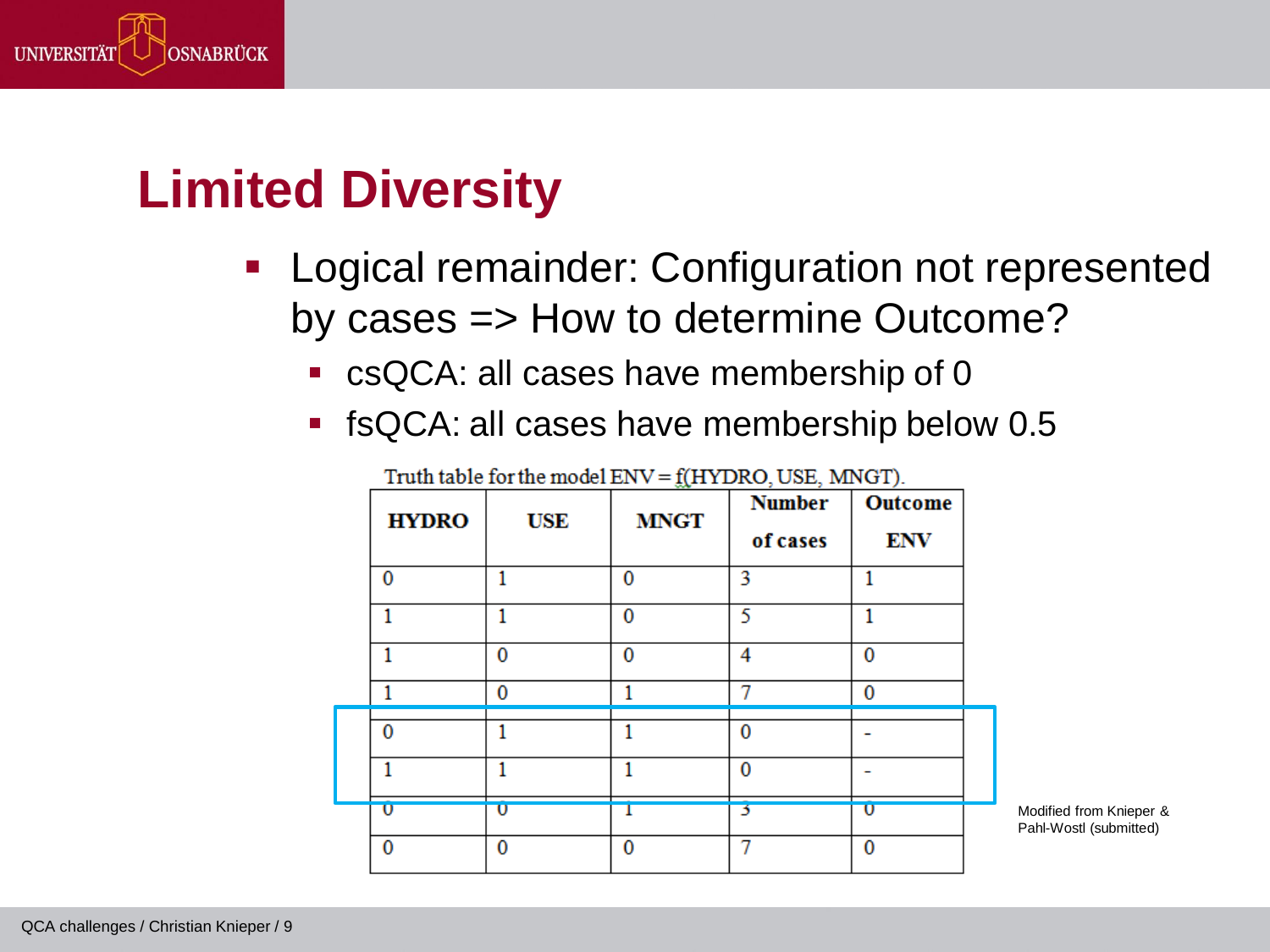# Limited Diversity

- Logical remainder: Configuration not represented by cases => How to determine Outcome?
  - csQCA: all cases have membership of 0
  - fsQCA: all cases have membership below 0.5

Truth table for the model ENV = f(HYDRO, USE, MNGT).

| HYDRO | USE | MNGT | Number of cases | Outcome ENV |
|---|---|---|---|---|
| 0 | 1 | 0 | 3 | 1 |
| 1 | 1 | 0 | 5 | 1 |
| 1 | 0 | 0 | 4 | 0 |
| 1 | 0 | 1 | 7 | 0 |
| 0 | 1 | 1 | 0 | - |
| 1 | 1 | 1 | 0 | - |
| 0 | 0 | 1 | 3 | 0 |
| 0 | 0 | 0 | 7 | 0 |

Modified from Knieper & Pahl-Wostl (submitted)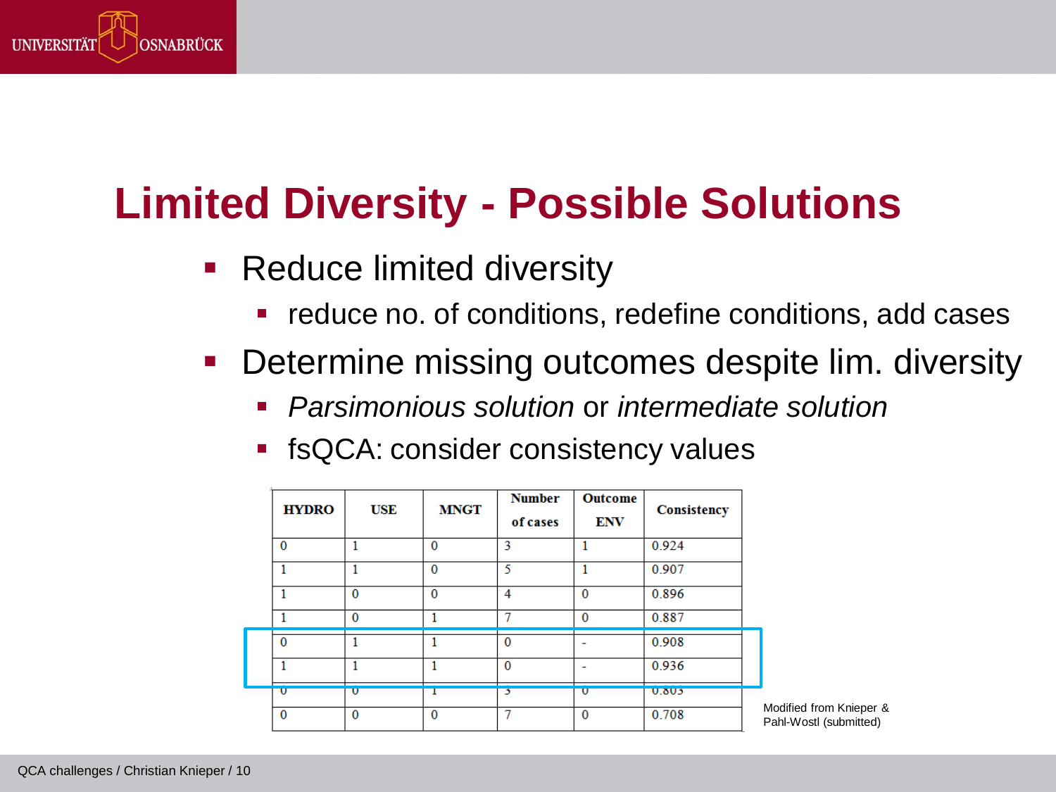# Limited Diversity - Possible Solutions

- Reduce limited diversity
  - reduce no. of conditions, redefine conditions, add cases
- Determine missing outcomes despite lim. diversity
  - *Parsimonious solution* or *intermediate solution*
  - fsQCA: consider consistency values

| HYDRO | USE | MNGT | Number of cases | Outcome ENV | Consistency |
|---|---|---|---|---|---|
| 0 | 1 | 0 | 3 | 1 | 0.924 |
| 1 | 1 | 0 | 5 | 1 | 0.907 |
| 1 | 0 | 0 | 4 | 0 | 0.896 |
| 1 | 0 | 1 | 7 | 0 | 0.887 |
| 0 | 1 | 1 | 0 | - | 0.908 |
| 1 | 1 | 1 | 0 | - | 0.936 |
| 0 | 0 | 1 | 3 | 0 | 0.803 |
| 0 | 0 | 0 | 7 | 0 | 0.708 |

Modified from Knieper & Pahl-Wostl (submitted)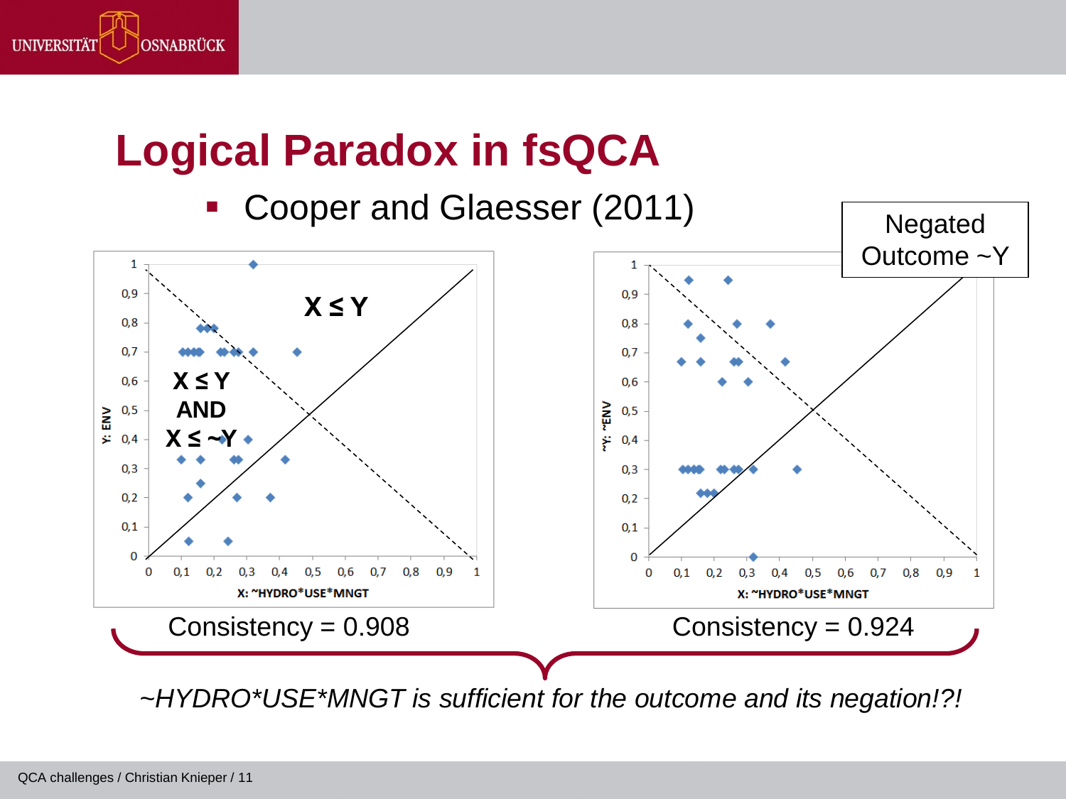# Logical Paradox in fsQCA

- Cooper and Glaesser (2011)

Negated Outcome ~Y

X ≤ Y

X ≤ Y AND X ≤ ~Y

Y: ENV

X: ~HYDRO*USE*MNGT

~Y: ~ENV

X: ~HYDRO*USE*MNGT

Consistency = 0.908

Consistency = 0.924

*~HYDRO*USE*MNGT is sufficient for the outcome and its negation!?!*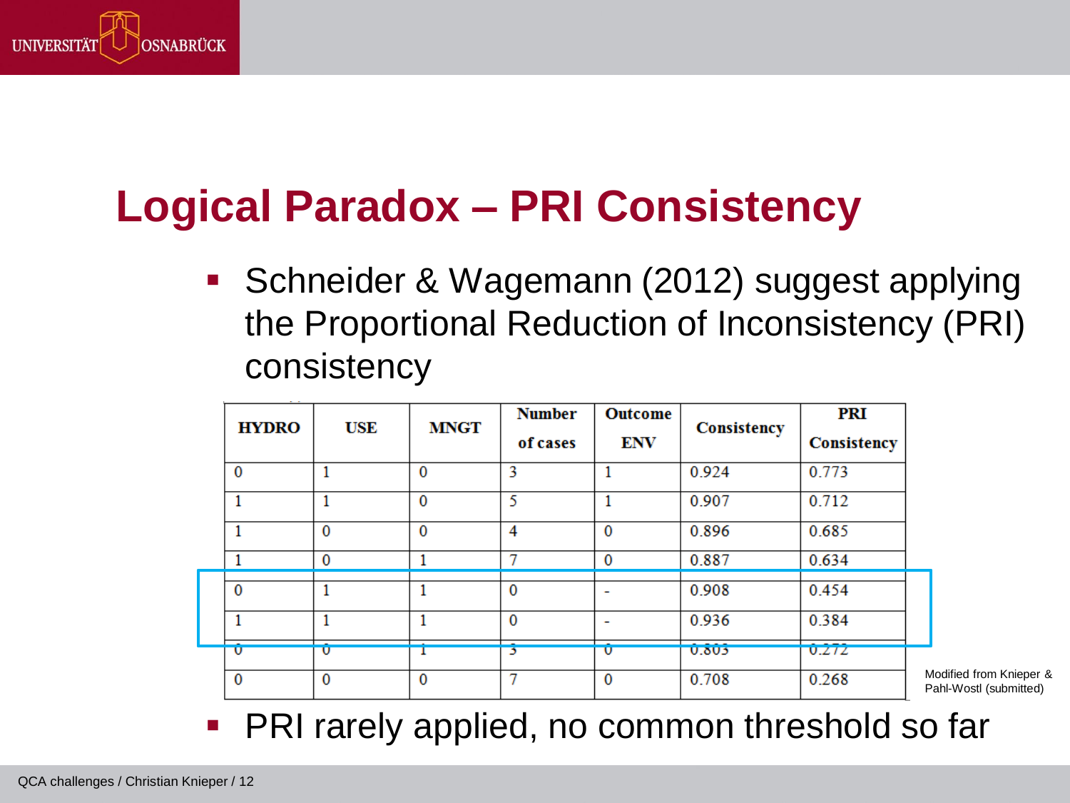# Logical Paradox – PRI Consistency

- Schneider & Wagemann (2012) suggest applying the Proportional Reduction of Inconsistency (PRI) consistency

| HYDRO | USE | MNGT | Number of cases | Outcome ENV | Consistency | PRI Consistency |
|---|---|---|---|---|---|---|
| 0 | 1 | 0 | 3 | 1 | 0.924 | 0.773 |
| 1 | 1 | 0 | 5 | 1 | 0.907 | 0.712 |
| 1 | 0 | 0 | 4 | 0 | 0.896 | 0.685 |
| 1 | 0 | 1 | 7 | 0 | 0.887 | 0.634 |
| 0 | 1 | 1 | 0 | - | 0.908 | 0.454 |
| 1 | 1 | 1 | 0 | - | 0.936 | 0.384 |
| 0 | 0 | 1 | 3 | 0 | 0.803 | 0.272 |
| 0 | 0 | 0 | 7 | 0 | 0.708 | 0.268 |

Modified from Knieper & Pahl-Wostl (submitted)

- PRI rarely applied, no common threshold so far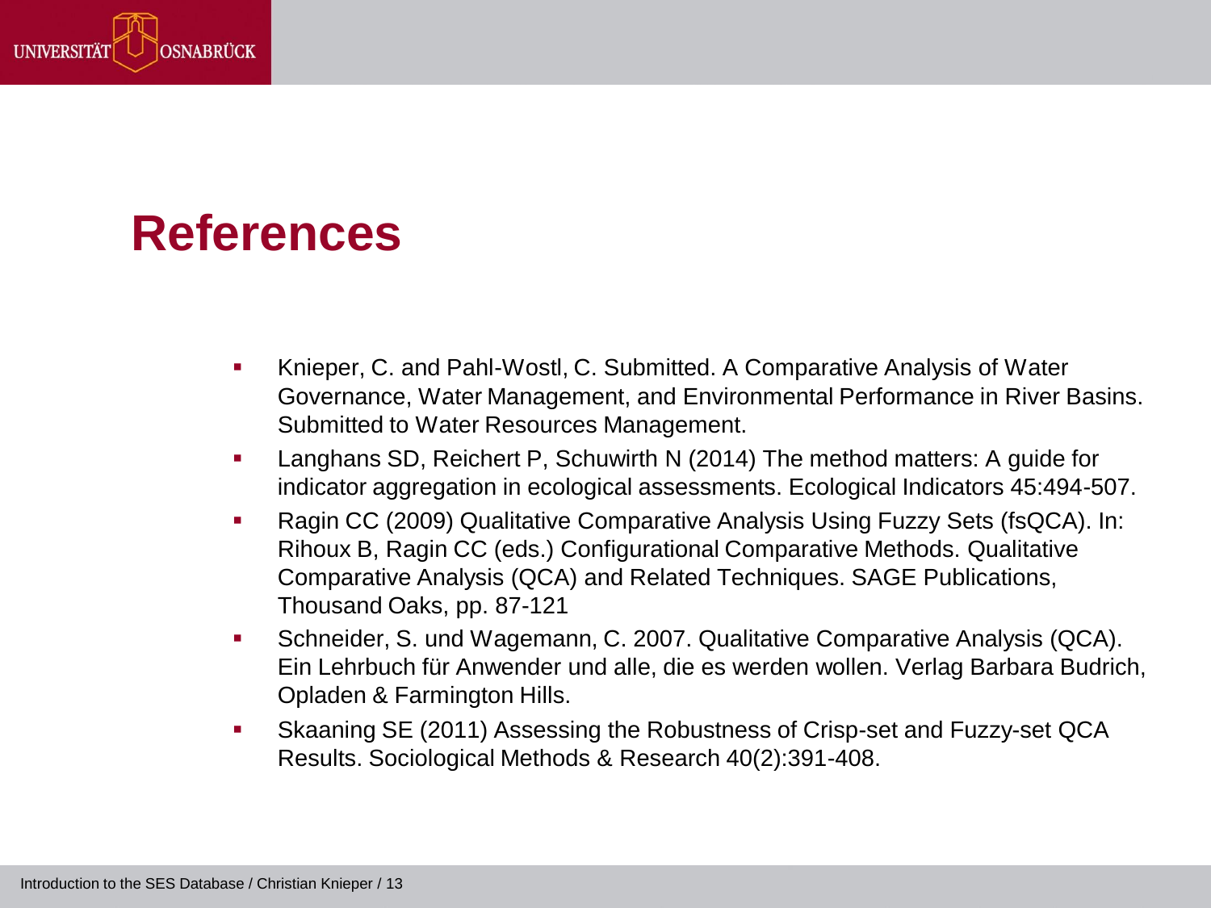# References

- Knieper, C. and Pahl-Wostl, C. Submitted. A Comparative Analysis of Water Governance, Water Management, and Environmental Performance in River Basins. Submitted to Water Resources Management.
- Langhans SD, Reichert P, Schuwirth N (2014) The method matters: A guide for indicator aggregation in ecological assessments. Ecological Indicators 45:494-507.
- Ragin CC (2009) Qualitative Comparative Analysis Using Fuzzy Sets (fsQCA). In: Rihoux B, Ragin CC (eds.) Configurational Comparative Methods. Qualitative Comparative Analysis (QCA) and Related Techniques. SAGE Publications, Thousand Oaks, pp. 87-121
- Schneider, S. und Wagemann, C. 2007. Qualitative Comparative Analysis (QCA). Ein Lehrbuch für Anwender und alle, die es werden wollen. Verlag Barbara Budrich, Opladen & Farmington Hills.
- Skaaning SE (2011) Assessing the Robustness of Crisp-set and Fuzzy-set QCA Results. Sociological Methods & Research 40(2):391-408.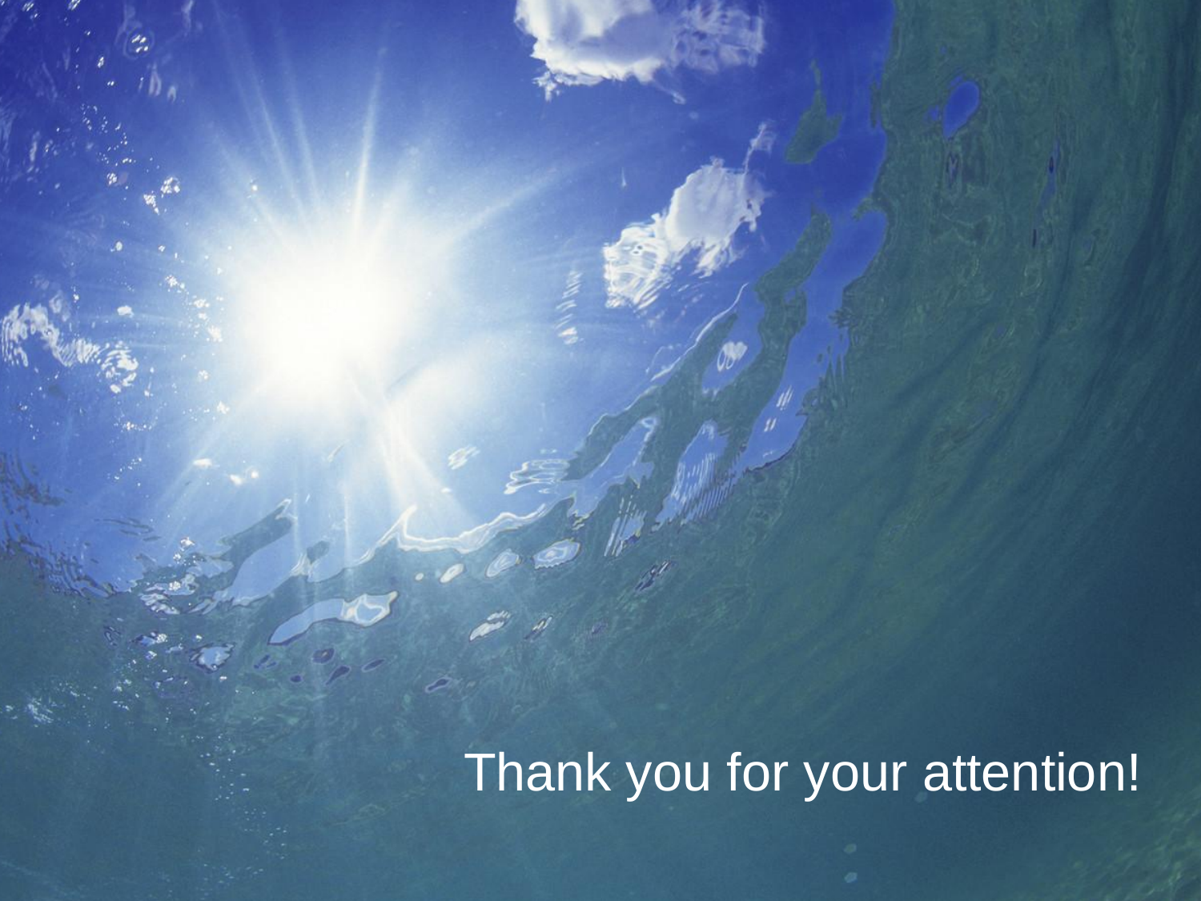Thank you for your attention!